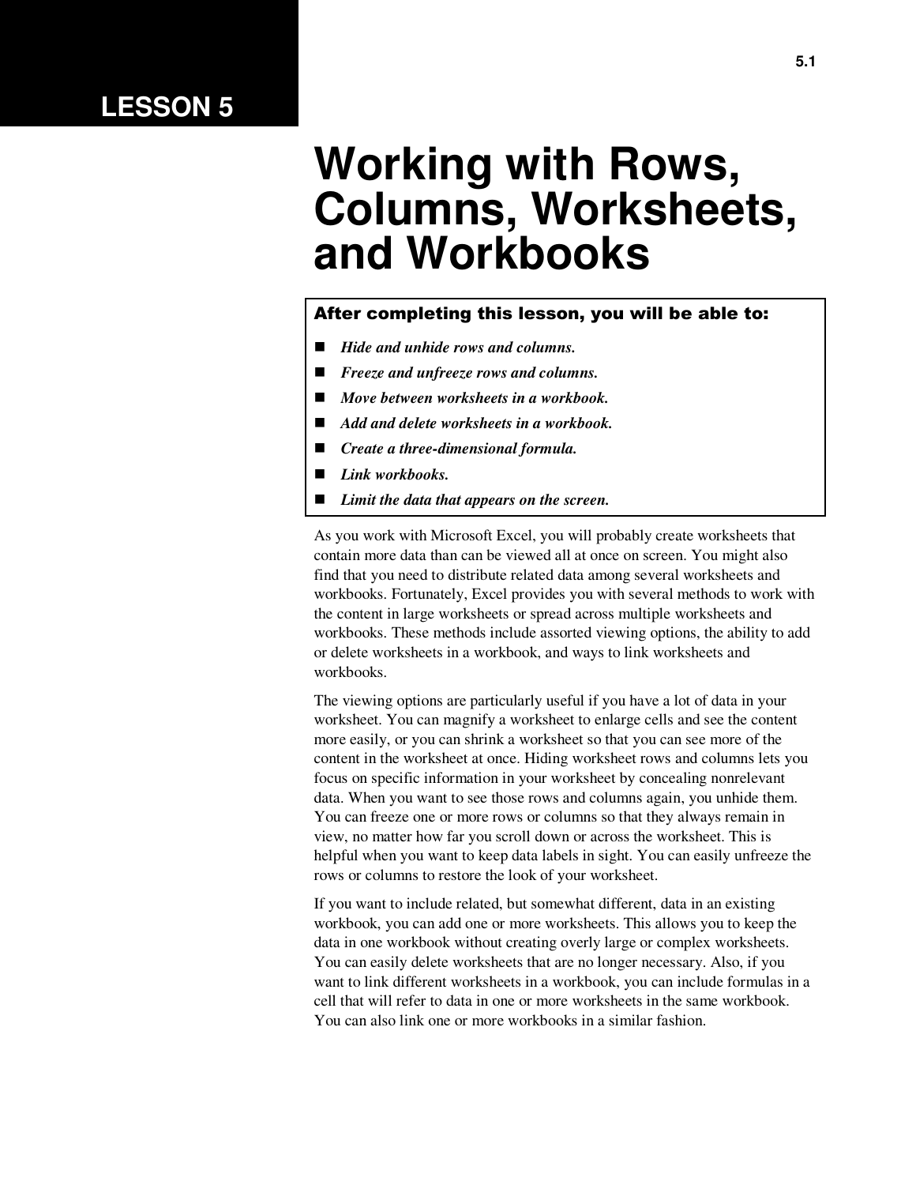**LESSON 5**

# Working with Rows, Columns, Worksheets, and Workbooks

**After completing this lesson, you will be able to:**

- ***Hide and unhide rows and columns.***
- ***Freeze and unfreeze rows and columns.***
- ***Move between worksheets in a workbook.***
- ***Add and delete worksheets in a workbook.***
- ***Create a three-dimensional formula.***
- ***Link workbooks.***
- ***Limit the data that appears on the screen.***

As you work with Microsoft Excel, you will probably create worksheets that contain more data than can be viewed all at once on screen. You might also find that you need to distribute related data among several worksheets and workbooks. Fortunately, Excel provides you with several methods to work with the content in large worksheets or spread across multiple worksheets and workbooks. These methods include assorted viewing options, the ability to add or delete worksheets in a workbook, and ways to link worksheets and workbooks.

The viewing options are particularly useful if you have a lot of data in your worksheet. You can magnify a worksheet to enlarge cells and see the content more easily, or you can shrink a worksheet so that you can see more of the content in the worksheet at once. Hiding worksheet rows and columns lets you focus on specific information in your worksheet by concealing nonrelevant data. When you want to see those rows and columns again, you unhide them. You can freeze one or more rows or columns so that they always remain in view, no matter how far you scroll down or across the worksheet. This is helpful when you want to keep data labels in sight. You can easily unfreeze the rows or columns to restore the look of your worksheet.

If you want to include related, but somewhat different, data in an existing workbook, you can add one or more worksheets. This allows you to keep the data in one workbook without creating overly large or complex worksheets. You can easily delete worksheets that are no longer necessary. Also, if you want to link different worksheets in a workbook, you can include formulas in a cell that will refer to data in one or more worksheets in the same workbook. You can also link one or more workbooks in a similar fashion.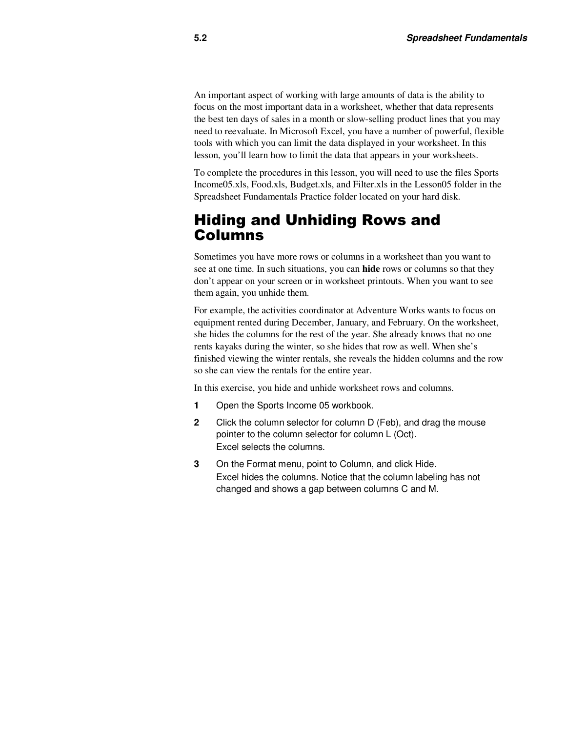An important aspect of working with large amounts of data is the ability to focus on the most important data in a worksheet, whether that data represents the best ten days of sales in a month or slow-selling product lines that you may need to reevaluate. In Microsoft Excel, you have a number of powerful, flexible tools with which you can limit the data displayed in your worksheet. In this lesson, you'll learn how to limit the data that appears in your worksheets.

To complete the procedures in this lesson, you will need to use the files Sports Income05.xls, Food.xls, Budget.xls, and Filter.xls in the Lesson05 folder in the Spreadsheet Fundamentals Practice folder located on your hard disk.

## Hiding and Unhiding Rows and Columns

Sometimes you have more rows or columns in a worksheet than you want to see at one time. In such situations, you can **hide** rows or columns so that they don't appear on your screen or in worksheet printouts. When you want to see them again, you unhide them.

For example, the activities coordinator at Adventure Works wants to focus on equipment rented during December, January, and February. On the worksheet, she hides the columns for the rest of the year. She already knows that no one rents kayaks during the winter, so she hides that row as well. When she's finished viewing the winter rentals, she reveals the hidden columns and the row so she can view the rentals for the entire year.

In this exercise, you hide and unhide worksheet rows and columns.

1. Open the Sports Income 05 workbook.
2. Click the column selector for column D (Feb), and drag the mouse pointer to the column selector for column L (Oct).
   Excel selects the columns.
3. On the Format menu, point to Column, and click Hide.
   Excel hides the columns. Notice that the column labeling has not changed and shows a gap between columns C and M.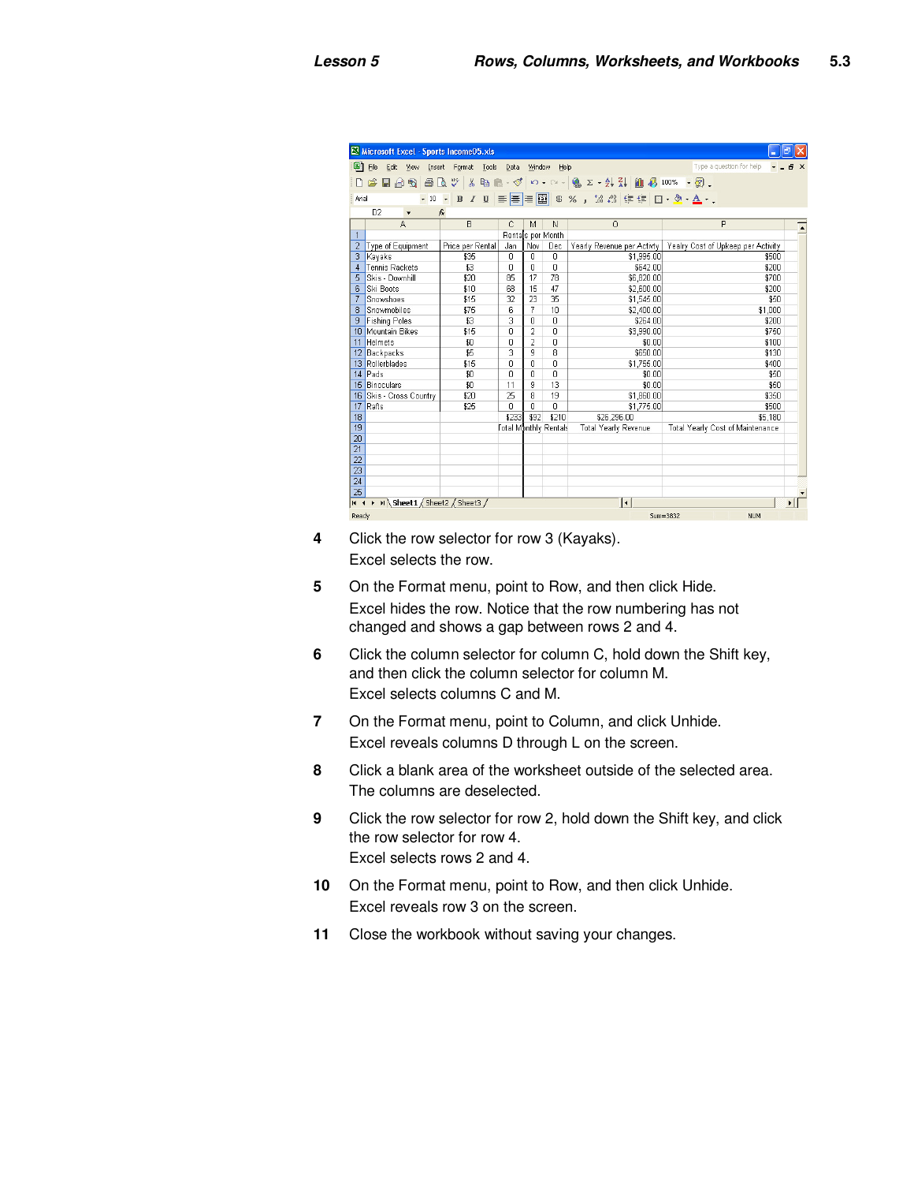4 Click the row selector for row 3 (Kayaks).

Excel selects the row.

5 On the Format menu, point to Row, and then click Hide.

Excel hides the row. Notice that the row numbering has not changed and shows a gap between rows 2 and 4.

6 Click the column selector for column C, hold down the Shift key, and then click the column selector for column M.

Excel selects columns C and M.

7 On the Format menu, point to Column, and click Unhide.

Excel reveals columns D through L on the screen.

8 Click a blank area of the worksheet outside of the selected area.

The columns are deselected.

9 Click the row selector for row 2, hold down the Shift key, and click the row selector for row 4.

Excel selects rows 2 and 4.

10 On the Format menu, point to Row, and then click Unhide.

Excel reveals row 3 on the screen.

11 Close the workbook without saving your changes.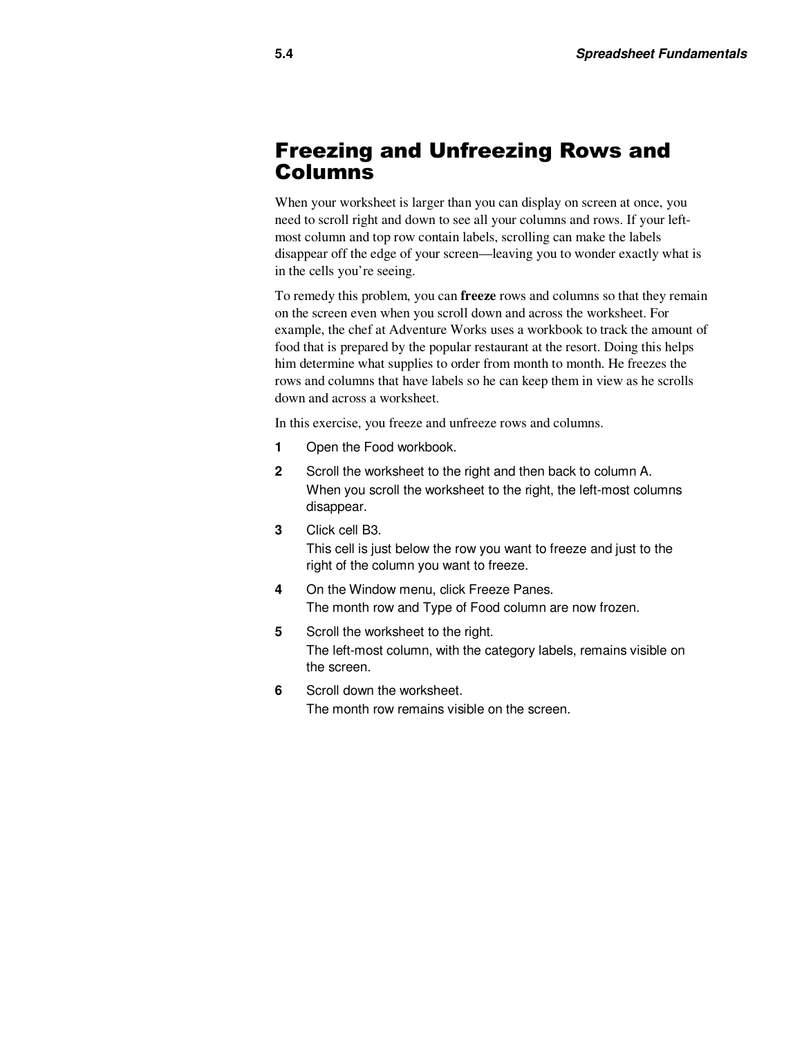# Freezing and Unfreezing Rows and Columns

When your worksheet is larger than you can display on screen at once, you need to scroll right and down to see all your columns and rows. If your left-most column and top row contain labels, scrolling can make the labels disappear off the edge of your screen—leaving you to wonder exactly what is in the cells you're seeing.

To remedy this problem, you can **freeze** rows and columns so that they remain on the screen even when you scroll down and across the worksheet. For example, the chef at Adventure Works uses a workbook to track the amount of food that is prepared by the popular restaurant at the resort. Doing this helps him determine what supplies to order from month to month. He freezes the rows and columns that have labels so he can keep them in view as he scrolls down and across a worksheet.

In this exercise, you freeze and unfreeze rows and columns.

1. Open the Food workbook.
2. Scroll the worksheet to the right and then back to column A.
   When you scroll the worksheet to the right, the left-most columns disappear.
3. Click cell B3.
   This cell is just below the row you want to freeze and just to the right of the column you want to freeze.
4. On the Window menu, click Freeze Panes.
   The month row and Type of Food column are now frozen.
5. Scroll the worksheet to the right.
   The left-most column, with the category labels, remains visible on the screen.
6. Scroll down the worksheet.
   The month row remains visible on the screen.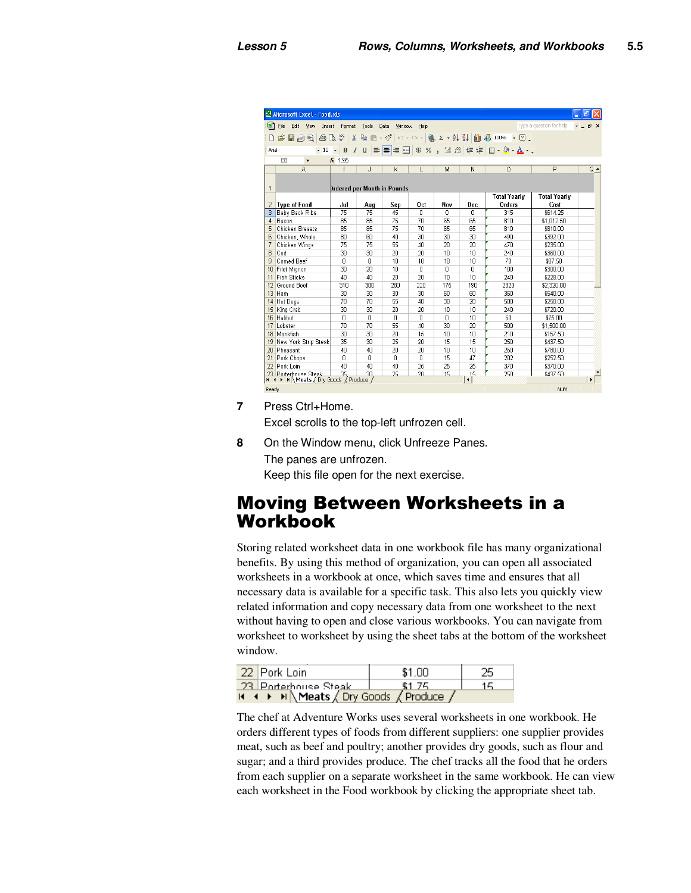7. Press Ctrl+Home.

   Excel scrolls to the top-left unfrozen cell.

8. On the Window menu, click Unfreeze Panes.

   The panes are unfrozen.

   Keep this file open for the next exercise.

# Moving Between Worksheets in a Workbook

Storing related worksheet data in one workbook file has many organizational benefits. By using this method of organization, you can open all associated worksheets in a workbook at once, which saves time and ensures that all necessary data is available for a specific task. This also lets you quickly view related information and copy necessary data from one worksheet to the next without having to open and close various workbooks. You can navigate from worksheet to worksheet by using the sheet tabs at the bottom of the worksheet window.

The chef at Adventure Works uses several worksheets in one workbook. He orders different types of foods from different suppliers: one supplier provides meat, such as beef and poultry; another provides dry goods, such as flour and sugar; and a third provides produce. The chef tracks all the food that he orders from each supplier on a separate worksheet in the same workbook. He can view each worksheet in the Food workbook by clicking the appropriate sheet tab.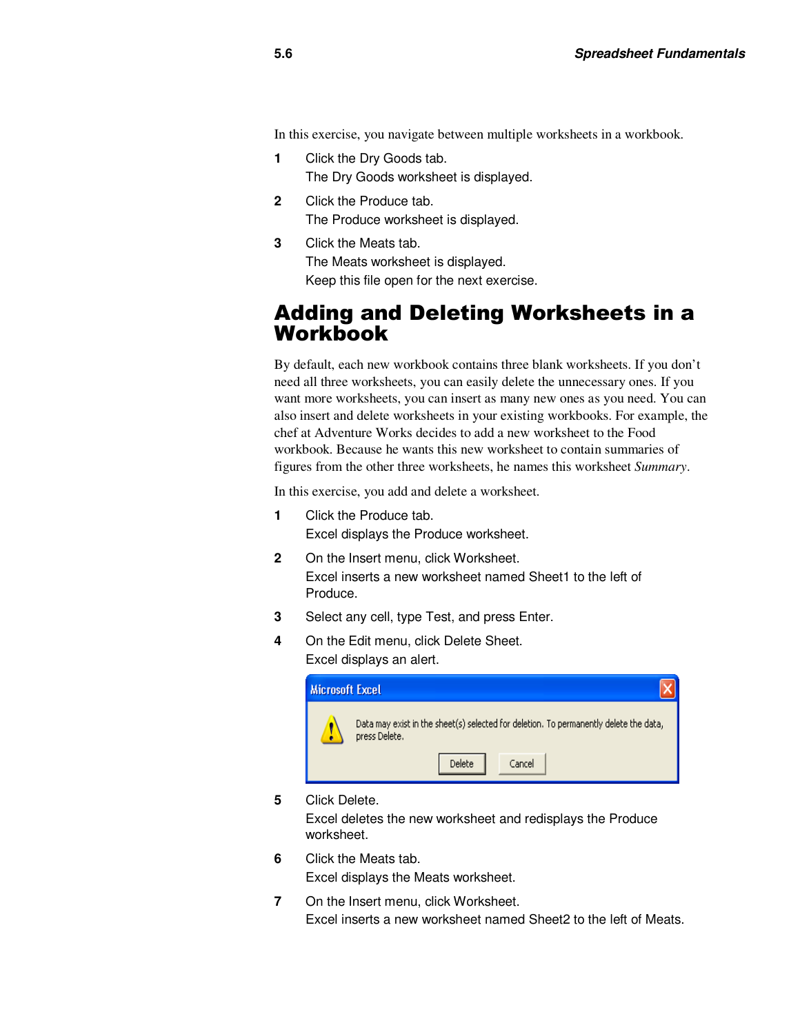In this exercise, you navigate between multiple worksheets in a workbook.

1. Click the Dry Goods tab.
   The Dry Goods worksheet is displayed.
2. Click the Produce tab.
   The Produce worksheet is displayed.
3. Click the Meats tab.
   The Meats worksheet is displayed.
   Keep this file open for the next exercise.

## Adding and Deleting Worksheets in a Workbook

By default, each new workbook contains three blank worksheets. If you don't need all three worksheets, you can easily delete the unnecessary ones. If you want more worksheets, you can insert as many new ones as you need. You can also insert and delete worksheets in your existing workbooks. For example, the chef at Adventure Works decides to add a new worksheet to the Food workbook. Because he wants this new worksheet to contain summaries of figures from the other three worksheets, he names this worksheet *Summary*.

In this exercise, you add and delete a worksheet.

1. Click the Produce tab.
   Excel displays the Produce worksheet.
2. On the Insert menu, click Worksheet.
   Excel inserts a new worksheet named Sheet1 to the left of Produce.
3. Select any cell, type Test, and press Enter.
4. On the Edit menu, click Delete Sheet.
   Excel displays an alert.

   Microsoft Excel

   Data may exist in the sheet(s) selected for deletion. To permanently delete the data, press Delete.

   Delete | Cancel

5. Click Delete.
   Excel deletes the new worksheet and redisplays the Produce worksheet.
6. Click the Meats tab.
   Excel displays the Meats worksheet.
7. On the Insert menu, click Worksheet.
   Excel inserts a new worksheet named Sheet2 to the left of Meats.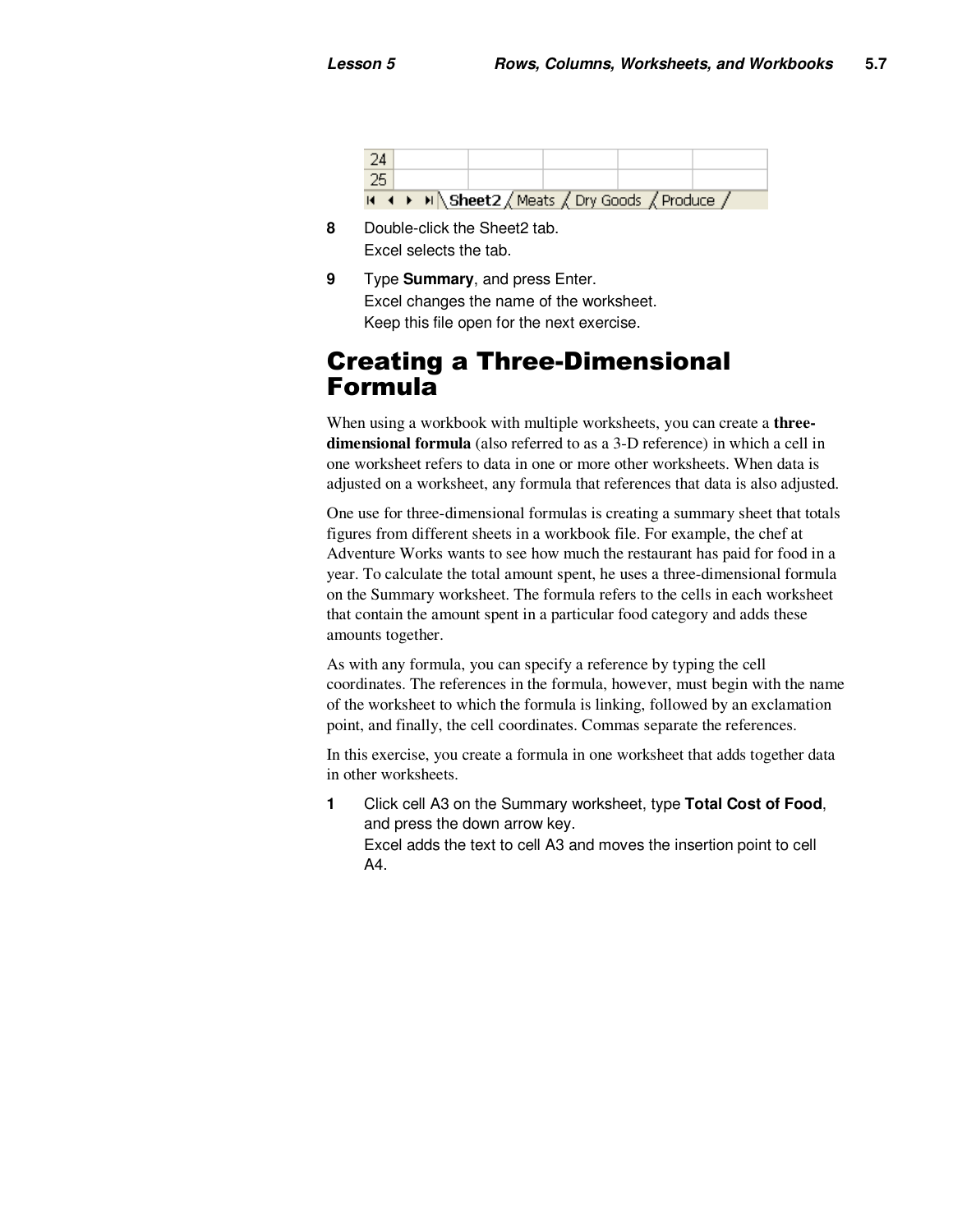8 Double-click the Sheet2 tab.
Excel selects the tab.

9 Type **Summary**, and press Enter.
Excel changes the name of the worksheet.
Keep this file open for the next exercise.

# Creating a Three-Dimensional Formula

When using a workbook with multiple worksheets, you can create a **three-dimensional formula** (also referred to as a 3-D reference) in which a cell in one worksheet refers to data in one or more other worksheets. When data is adjusted on a worksheet, any formula that references that data is also adjusted.

One use for three-dimensional formulas is creating a summary sheet that totals figures from different sheets in a workbook file. For example, the chef at Adventure Works wants to see how much the restaurant has paid for food in a year. To calculate the total amount spent, he uses a three-dimensional formula on the Summary worksheet. The formula refers to the cells in each worksheet that contain the amount spent in a particular food category and adds these amounts together.

As with any formula, you can specify a reference by typing the cell coordinates. The references in the formula, however, must begin with the name of the worksheet to which the formula is linking, followed by an exclamation point, and finally, the cell coordinates. Commas separate the references.

In this exercise, you create a formula in one worksheet that adds together data in other worksheets.

1 Click cell A3 on the Summary worksheet, type **Total Cost of Food**, and press the down arrow key.
Excel adds the text to cell A3 and moves the insertion point to cell A4.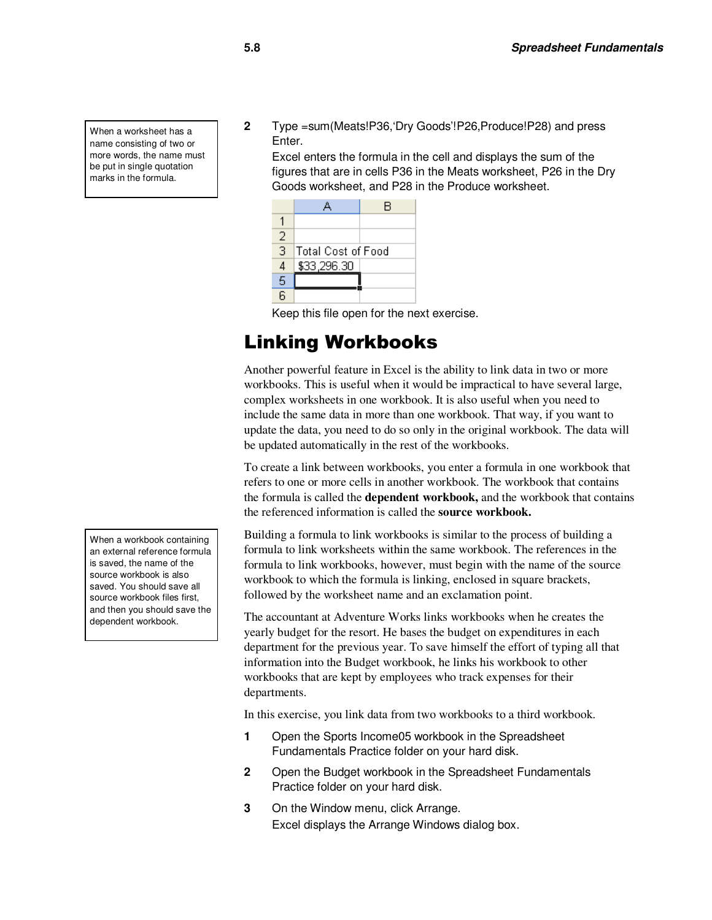> When a worksheet has a name consisting of two or more words, the name must be put in single quotation marks in the formula.

**2** Type =sum(Meats!P36,'Dry Goods'!P26,Produce!P28) and press Enter.
Excel enters the formula in the cell and displays the sum of the figures that are in cells P36 in the Meats worksheet, P26 in the Dry Goods worksheet, and P28 in the Produce worksheet.

| | A | B |
|---|---|---|
| 1 | | |
| 2 | | |
| 3 | Total Cost of Food | |
| 4 | $33,296.30 | |
| 5 | | |
| 6 | | |

Keep this file open for the next exercise.

# Linking Workbooks

Another powerful feature in Excel is the ability to link data in two or more workbooks. This is useful when it would be impractical to have several large, complex worksheets in one workbook. It is also useful when you need to include the same data in more than one workbook. That way, if you want to update the data, you need to do so only in the original workbook. The data will be updated automatically in the rest of the workbooks.

To create a link between workbooks, you enter a formula in one workbook that refers to one or more cells in another workbook. The workbook that contains the formula is called the **dependent workbook,** and the workbook that contains the referenced information is called the **source workbook.**

> When a workbook containing an external reference formula is saved, the name of the source workbook is also saved. You should save all source workbook files first, and then you should save the dependent workbook.

Building a formula to link workbooks is similar to the process of building a formula to link worksheets within the same workbook. The references in the formula to link workbooks, however, must begin with the name of the source workbook to which the formula is linking, enclosed in square brackets, followed by the worksheet name and an exclamation point.

The accountant at Adventure Works links workbooks when he creates the yearly budget for the resort. He bases the budget on expenditures in each department for the previous year. To save himself the effort of typing all that information into the Budget workbook, he links his workbook to other workbooks that are kept by employees who track expenses for their departments.

In this exercise, you link data from two workbooks to a third workbook.

**1** Open the Sports Income05 workbook in the Spreadsheet Fundamentals Practice folder on your hard disk.

**2** Open the Budget workbook in the Spreadsheet Fundamentals Practice folder on your hard disk.

**3** On the Window menu, click Arrange.
Excel displays the Arrange Windows dialog box.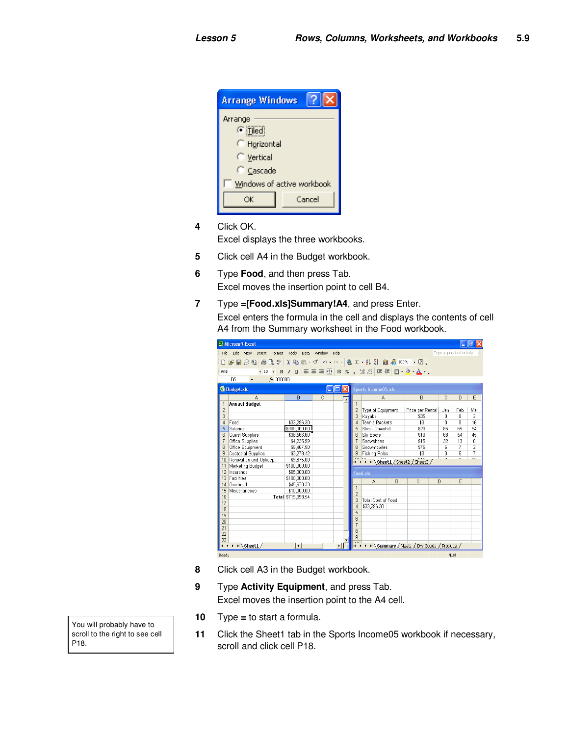4 Click OK.

Excel displays the three workbooks.

5 Click cell A4 in the Budget workbook.

6 Type **Food**, and then press Tab.

Excel moves the insertion point to cell B4.

7 Type **=[Food.xls]Summary!A4**, and press Enter.

Excel enters the formula in the cell and displays the contents of cell A4 from the Summary worksheet in the Food workbook.

8 Click cell A3 in the Budget workbook.

9 Type **Activity Equipment**, and press Tab.

Excel moves the insertion point to the A4 cell.

10 Type **=** to start a formula.

11 Click the Sheet1 tab in the Sports Income05 workbook if necessary, scroll and click cell P18.

You will probably have to scroll to the right to see cell P18.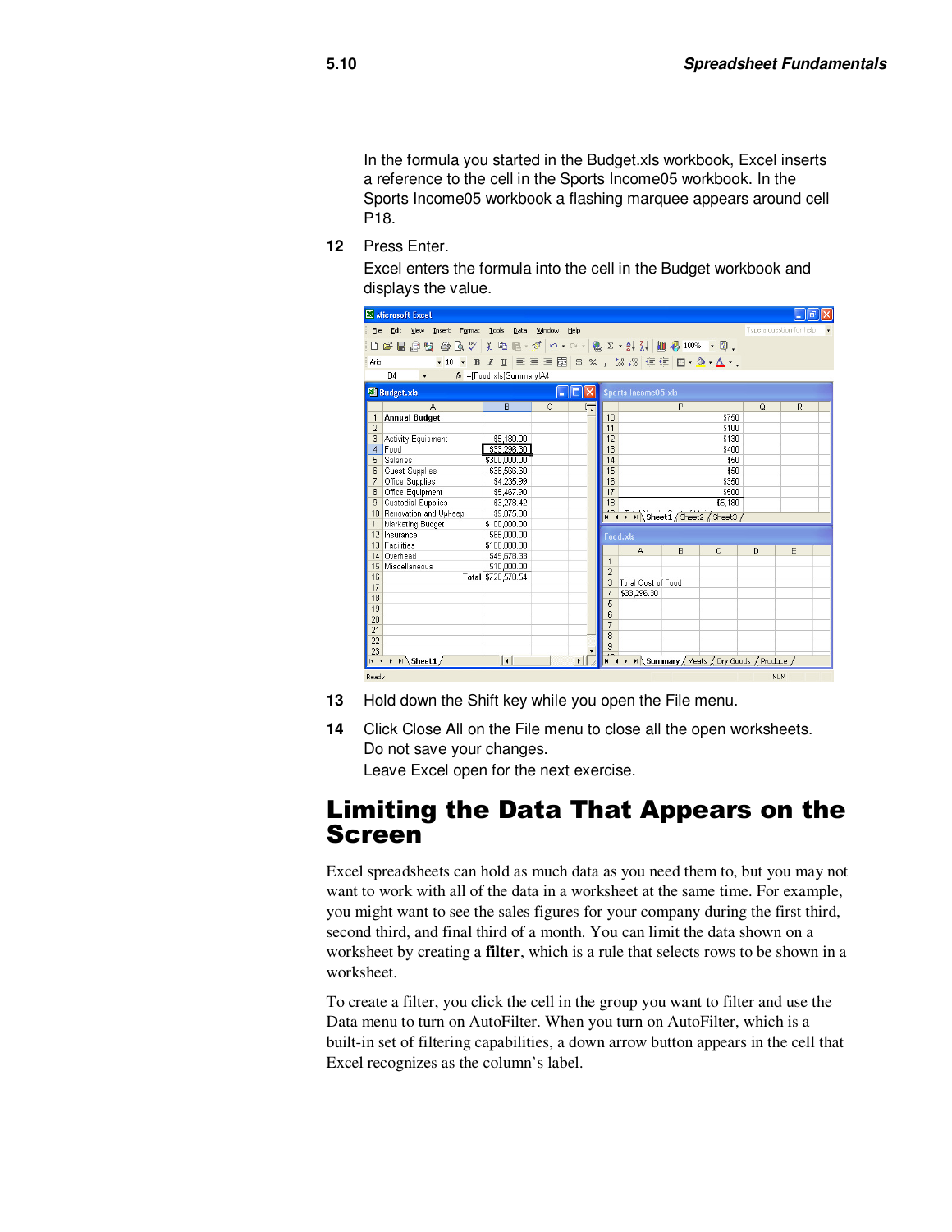In the formula you started in the Budget.xls workbook, Excel inserts a reference to the cell in the Sports Income05 workbook. In the Sports Income05 workbook a flashing marquee appears around cell P18.

**12** Press Enter.

Excel enters the formula into the cell in the Budget workbook and displays the value.

**13** Hold down the Shift key while you open the File menu.

**14** Click Close All on the File menu to close all the open worksheets. Do not save your changes.

Leave Excel open for the next exercise.

# Limiting the Data That Appears on the Screen

Excel spreadsheets can hold as much data as you need them to, but you may not want to work with all of the data in a worksheet at the same time. For example, you might want to see the sales figures for your company during the first third, second third, and final third of a month. You can limit the data shown on a worksheet by creating a **filter**, which is a rule that selects rows to be shown in a worksheet.

To create a filter, you click the cell in the group you want to filter and use the Data menu to turn on AutoFilter. When you turn on AutoFilter, which is a built-in set of filtering capabilities, a down arrow button appears in the cell that Excel recognizes as the column's label.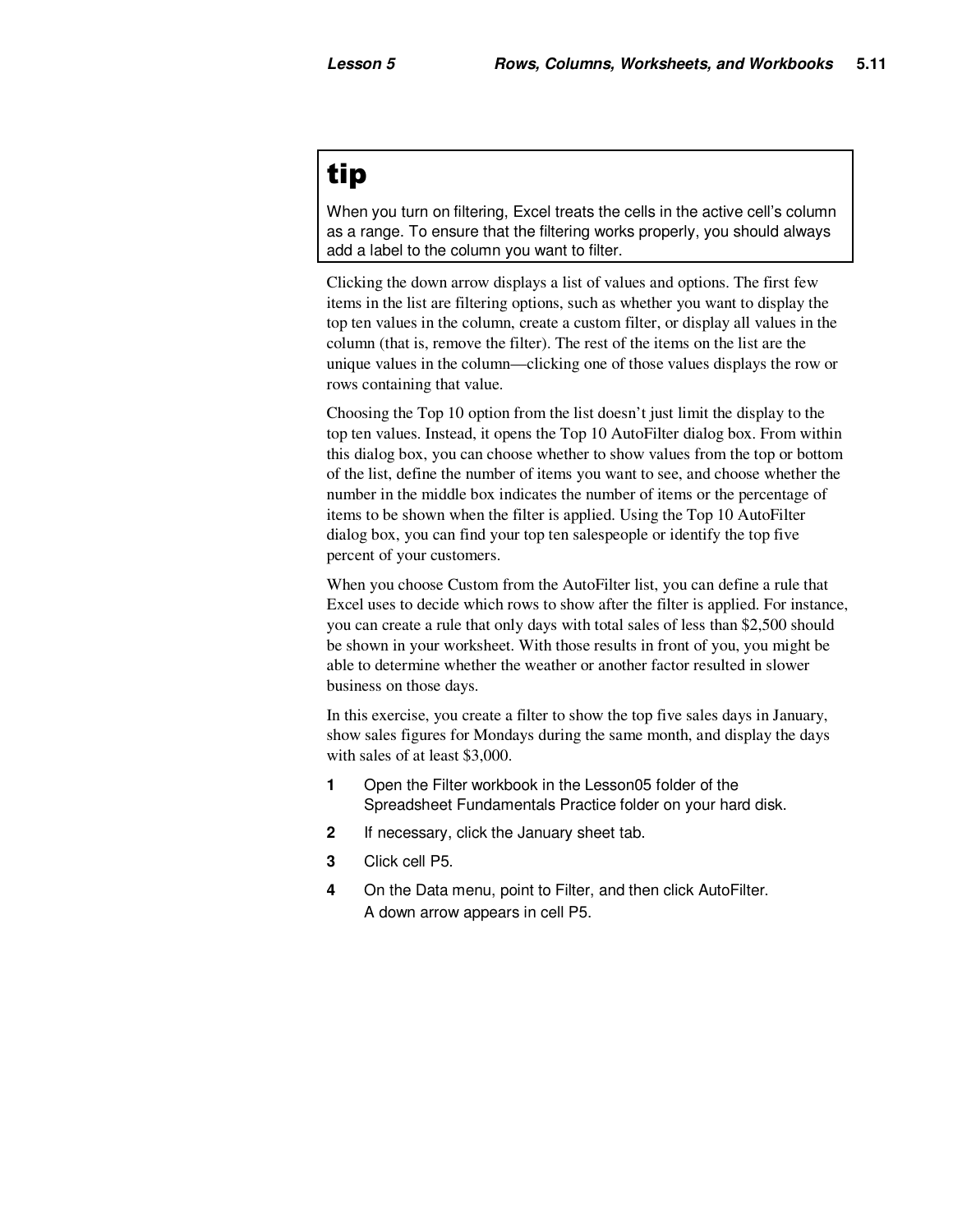> **tip**
>
> When you turn on filtering, Excel treats the cells in the active cell's column as a range. To ensure that the filtering works properly, you should always add a label to the column you want to filter.

Clicking the down arrow displays a list of values and options. The first few items in the list are filtering options, such as whether you want to display the top ten values in the column, create a custom filter, or display all values in the column (that is, remove the filter). The rest of the items on the list are the unique values in the column—clicking one of those values displays the row or rows containing that value.

Choosing the Top 10 option from the list doesn't just limit the display to the top ten values. Instead, it opens the Top 10 AutoFilter dialog box. From within this dialog box, you can choose whether to show values from the top or bottom of the list, define the number of items you want to see, and choose whether the number in the middle box indicates the number of items or the percentage of items to be shown when the filter is applied. Using the Top 10 AutoFilter dialog box, you can find your top ten salespeople or identify the top five percent of your customers.

When you choose Custom from the AutoFilter list, you can define a rule that Excel uses to decide which rows to show after the filter is applied. For instance, you can create a rule that only days with total sales of less than $2,500 should be shown in your worksheet. With those results in front of you, you might be able to determine whether the weather or another factor resulted in slower business on those days.

In this exercise, you create a filter to show the top five sales days in January, show sales figures for Mondays during the same month, and display the days with sales of at least $3,000.

1. Open the Filter workbook in the Lesson05 folder of the Spreadsheet Fundamentals Practice folder on your hard disk.
2. If necessary, click the January sheet tab.
3. Click cell P5.
4. On the Data menu, point to Filter, and then click AutoFilter.
   A down arrow appears in cell P5.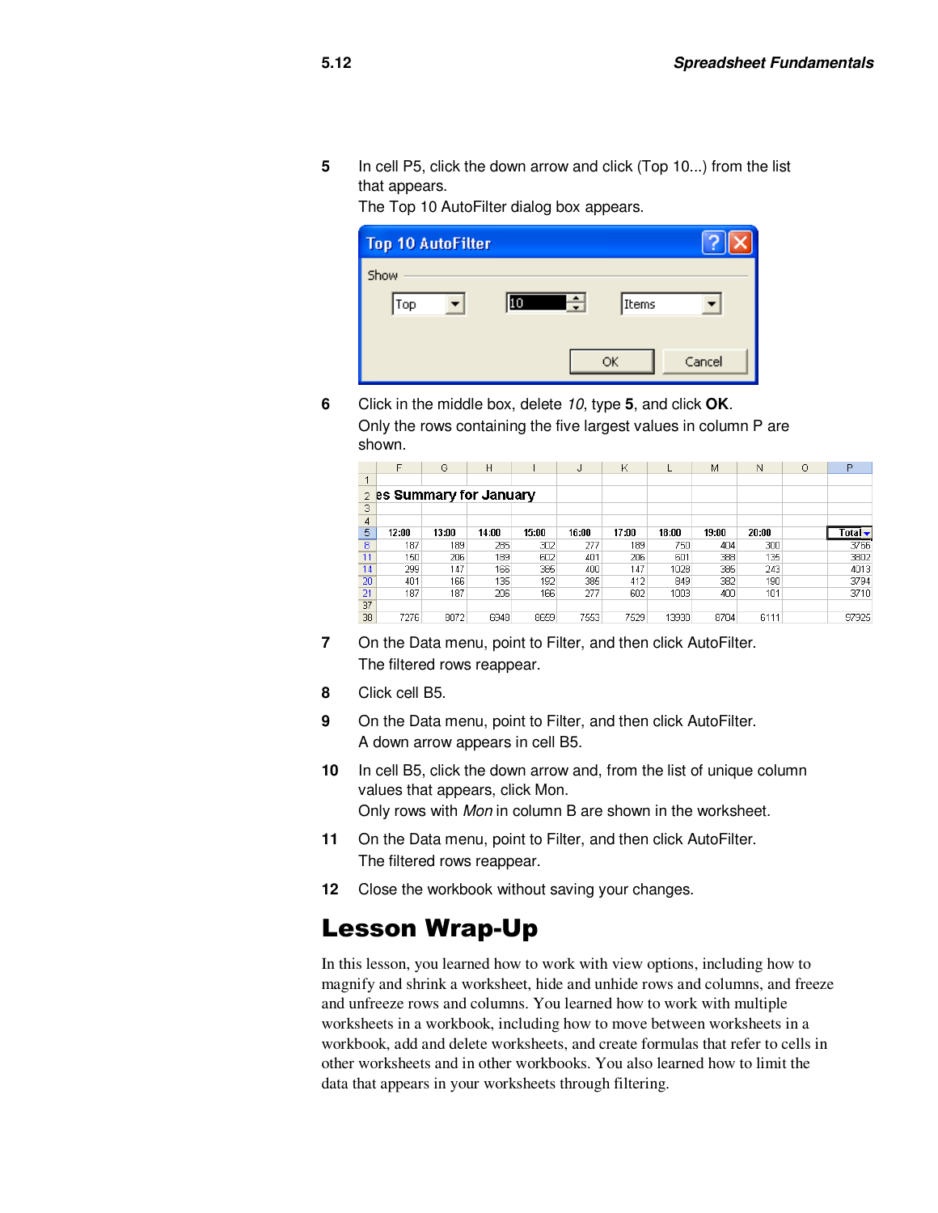5 In cell P5, click the down arrow and click (Top 10...) from the list that appears.
The Top 10 AutoFilter dialog box appears.

6 Click in the middle box, delete *10*, type **5**, and click **OK**.
Only the rows containing the five largest values in column P are shown.

7 On the Data menu, point to Filter, and then click AutoFilter.
The filtered rows reappear.

8 Click cell B5.

9 On the Data menu, point to Filter, and then click AutoFilter.
A down arrow appears in cell B5.

10 In cell B5, click the down arrow and, from the list of unique column values that appears, click Mon.
Only rows with *Mon* in column B are shown in the worksheet.

11 On the Data menu, point to Filter, and then click AutoFilter.
The filtered rows reappear.

12 Close the workbook without saving your changes.

# Lesson Wrap-Up

In this lesson, you learned how to work with view options, including how to magnify and shrink a worksheet, hide and unhide rows and columns, and freeze and unfreeze rows and columns. You learned how to work with multiple worksheets in a workbook, including how to move between worksheets in a workbook, add and delete worksheets, and create formulas that refer to cells in other worksheets and in other workbooks. You also learned how to limit the data that appears in your worksheets through filtering.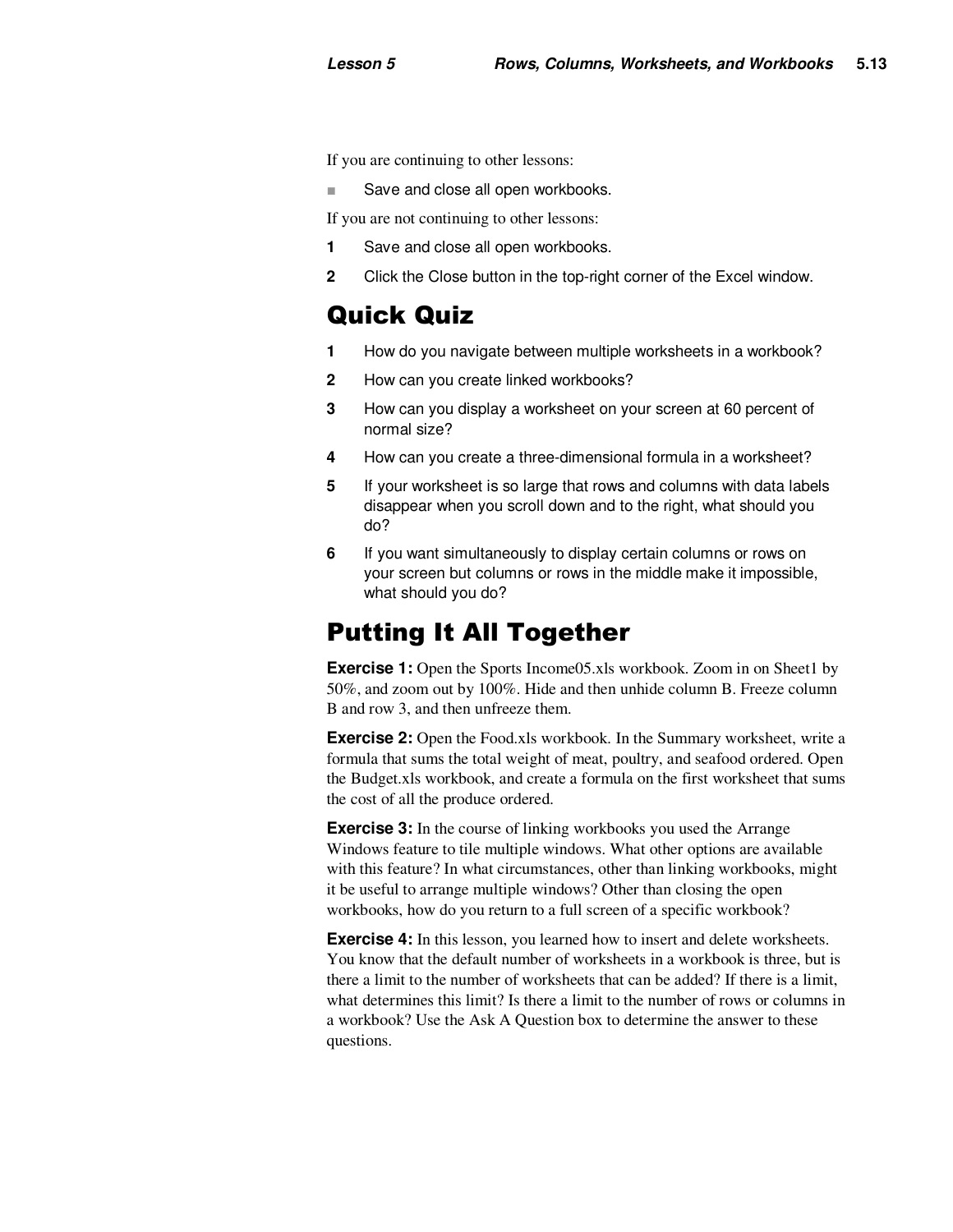If you are continuing to other lessons:

- Save and close all open workbooks.

If you are not continuing to other lessons:

1. Save and close all open workbooks.
2. Click the Close button in the top-right corner of the Excel window.

## Quick Quiz

1. How do you navigate between multiple worksheets in a workbook?
2. How can you create linked workbooks?
3. How can you display a worksheet on your screen at 60 percent of normal size?
4. How can you create a three-dimensional formula in a worksheet?
5. If your worksheet is so large that rows and columns with data labels disappear when you scroll down and to the right, what should you do?
6. If you want simultaneously to display certain columns or rows on your screen but columns or rows in the middle make it impossible, what should you do?

## Putting It All Together

**Exercise 1:** Open the Sports Income05.xls workbook. Zoom in on Sheet1 by 50%, and zoom out by 100%. Hide and then unhide column B. Freeze column B and row 3, and then unfreeze them.

**Exercise 2:** Open the Food.xls workbook. In the Summary worksheet, write a formula that sums the total weight of meat, poultry, and seafood ordered. Open the Budget.xls workbook, and create a formula on the first worksheet that sums the cost of all the produce ordered.

**Exercise 3:** In the course of linking workbooks you used the Arrange Windows feature to tile multiple windows. What other options are available with this feature? In what circumstances, other than linking workbooks, might it be useful to arrange multiple windows? Other than closing the open workbooks, how do you return to a full screen of a specific workbook?

**Exercise 4:** In this lesson, you learned how to insert and delete worksheets. You know that the default number of worksheets in a workbook is three, but is there a limit to the number of worksheets that can be added? If there is a limit, what determines this limit? Is there a limit to the number of rows or columns in a workbook? Use the Ask A Question box to determine the answer to these questions.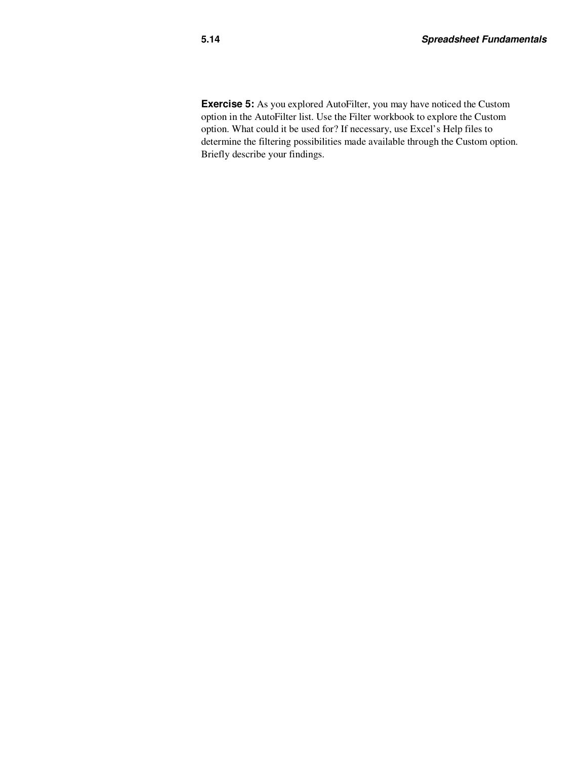**Exercise 5:** As you explored AutoFilter, you may have noticed the Custom option in the AutoFilter list. Use the Filter workbook to explore the Custom option. What could it be used for? If necessary, use Excel's Help files to determine the filtering possibilities made available through the Custom option. Briefly describe your findings.